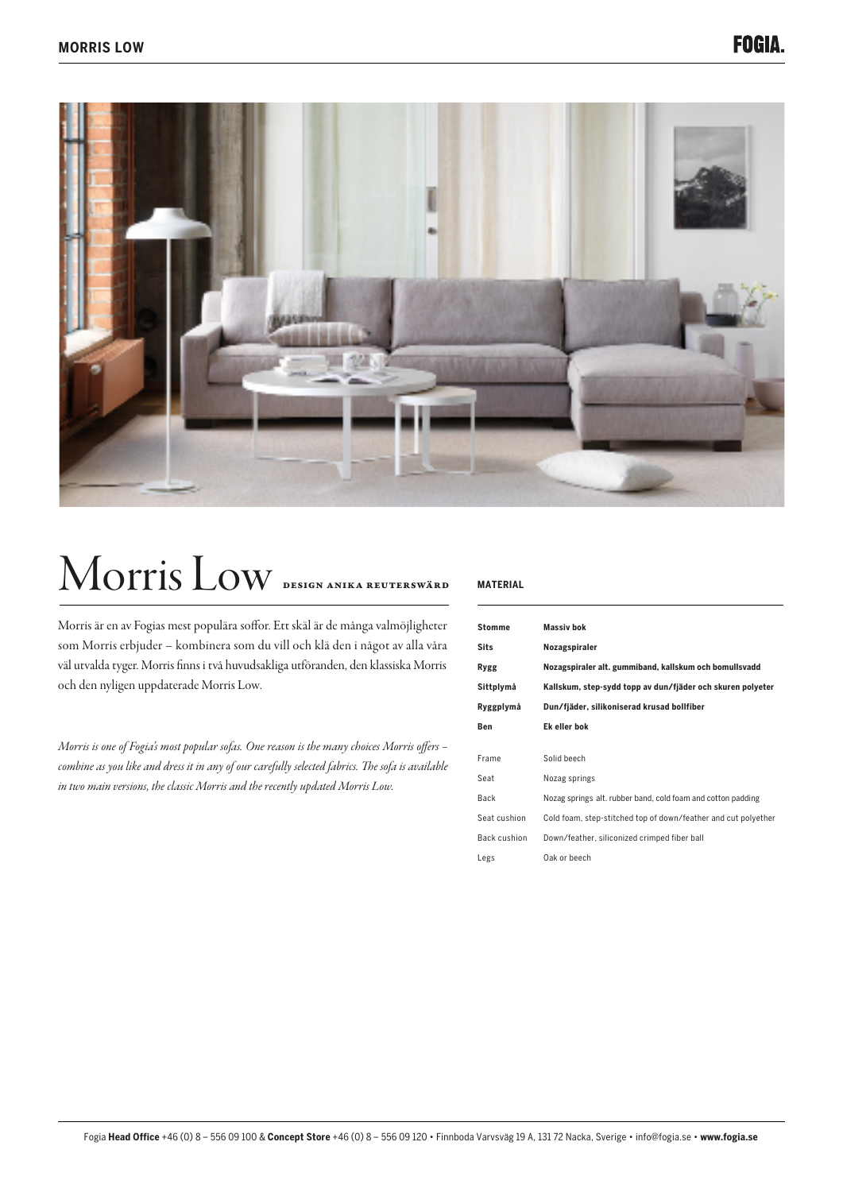# Morris Low

DESIGN ANIKA REUTERSWÄRD

Morris är en av Fogias mest populära soffor. Ett skäl är de många valmöjligheter som Morris erbjuder – kombinera som du vill och klä den i något av alla våra väl utvalda tyger. Morris finns i två huvudsakliga utföranden, den klassiska Morris och den nyligen uppdaterade Morris Low.

*Morris is one of Fogia's most popular sofas. One reason is the many choices Morris offers – combine as you like and dress it in any of our carefully selected fabrics. The sofa is available in two main versions, the classic Morris and the recently updated Morris Low.*

## MATERIAL

| | |
|---|---|
| **Stomme** | **Massiv bok** |
| **Sits** | **Nozagspiraler** |
| **Rygg** | **Nozagspiraler alt. gummiband, kallskum och bomullsvadd** |
| **Sittplymå** | **Kallskum, step-sydd topp av dun/fjäder och skuren polyeter** |
| **Ryggplymå** | **Dun/fjäder, silikoniserad krusad bollfiber** |
| **Ben** | **Ek eller bok** |

| | |
|---|---|
| Frame | Solid beech |
| Seat | Nozag springs |
| Back | Nozag springs alt. rubber band, cold foam and cotton padding |
| Seat cushion | Cold foam, step-stitched top of down/feather and cut polyether |
| Back cushion | Down/feather, siliconized crimped fiber ball |
| Legs | Oak or beech |

Fogia **Head Office** +46 (0) 8 – 556 09 100 & **Concept Store** +46 (0) 8 – 556 09 120 • Finnboda Varvsväg 19 A, 131 72 Nacka, Sverige • info@fogia.se • **www.fogia.se**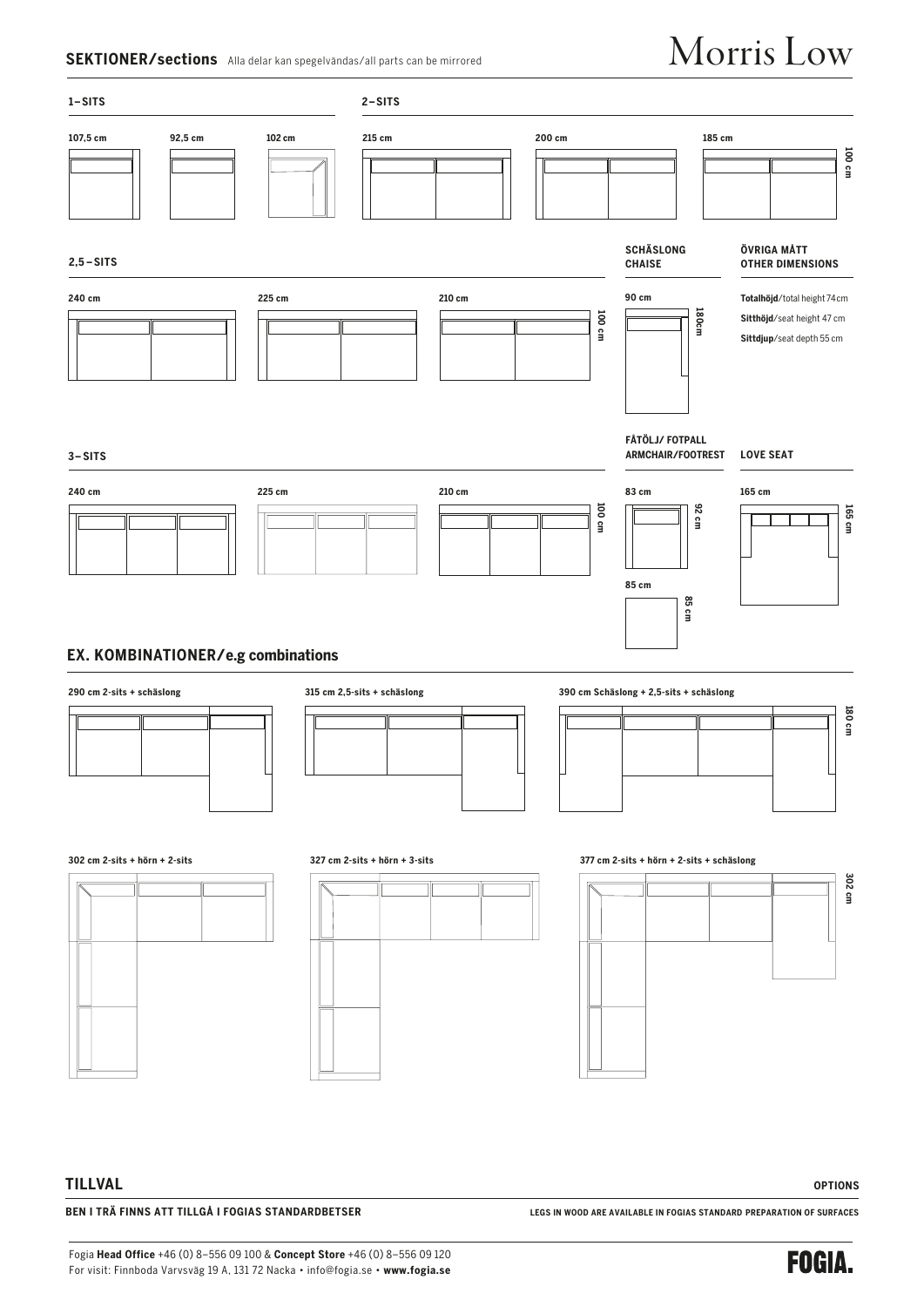## SEKTIONER/sections Alla delar kan spegelvändas/all parts can be mirrored

Morris Low

### 1–SITS

107,5 cm

92,5 cm

102 cm

### 2–SITS

215 cm

200 cm

185 cm

100 cm

### 2,5–SITS

240 cm

225 cm

210 cm

100 cm

### SCHÄSLONG CHAISE

90 cm

180cm

### ÖVRIGA MÅTT OTHER DIMENSIONS

**Totalhöjd**/total height 74 cm

**Sitthöjd**/seat height 47 cm

**Sittdjup**/seat depth 55 cm

### 3–SITS

240 cm

225 cm

210 cm

100 cm

### FÅTÖLJ/ FOTPALL ARMCHAIR/FOOTREST

83 cm

92 cm

85 cm

85 cm

### LOVE SEAT

165 cm

165 cm

## EX. KOMBINATIONER/e.g combinations

290 cm 2-sits + schäslong

315 cm 2,5-sits + schäslong

390 cm Schäslong + 2,5-sits + schäslong

180 cm

302 cm 2-sits + hörn + 2-sits

327 cm 2-sits + hörn + 3-sits

377 cm 2-sits + hörn + 2-sits + schäslong

302 cm

## TILLVAL

OPTIONS

**BEN I TRÄ FINNS ATT TILLGÅ I FOGIAS STANDARDBETSER**

**LEGS IN WOOD ARE AVAILABLE IN FOGIAS STANDARD PREPARATION OF SURFACES**

Fogia **Head Office** +46 (0) 8–556 09 100 & **Concept Store** +46 (0) 8–556 09 120
For visit: Finnboda Varvsväg 19 A, 131 72 Nacka • info@fogia.se • **www.fogia.se**

FOGIA.